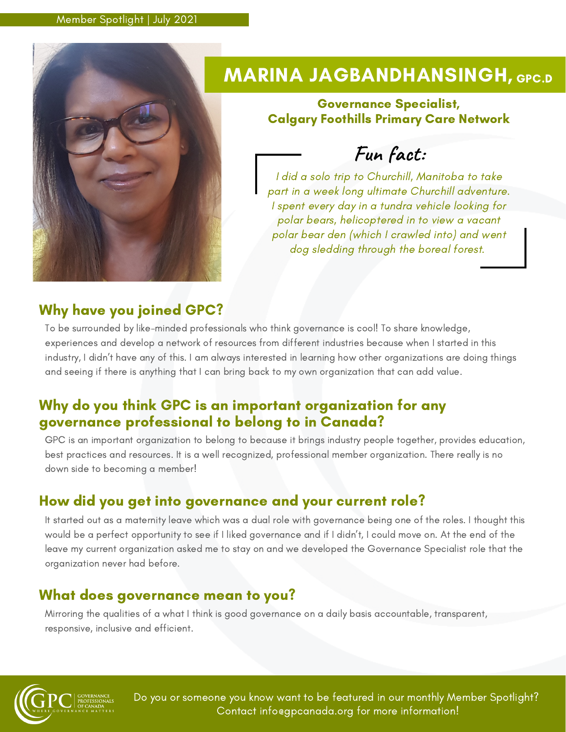Member Spotlight | July 2021

# MARINA JAGBANDHANSINGH, GPC.D

**Governance Specialist,**
**Calgary Foothills Primary Care Network**

## Fun fact:

*I did a solo trip to Churchill, Manitoba to take part in a week long ultimate Churchill adventure. I spent every day in a tundra vehicle looking for polar bears, helicoptered in to view a vacant polar bear den (which I crawled into) and went dog sledding through the boreal forest.*

## Why have you joined GPC?

To be surrounded by like-minded professionals who think governance is cool! To share knowledge, experiences and develop a network of resources from different industries because when I started in this industry, I didn't have any of this. I am always interested in learning how other organizations are doing things and seeing if there is anything that I can bring back to my own organization that can add value.

## Why do you think GPC is an important organization for any governance professional to belong to in Canada?

GPC is an important organization to belong to because it brings industry people together, provides education, best practices and resources. It is a well recognized, professional member organization. There really is no down side to becoming a member!

## How did you get into governance and your current role?

It started out as a maternity leave which was a dual role with governance being one of the roles. I thought this would be a perfect opportunity to see if I liked governance and if I didn't, I could move on. At the end of the leave my current organization asked me to stay on and we developed the Governance Specialist role that the organization never had before.

## What does governance mean to you?

Mirroring the qualities of a what I think is good governance on a daily basis accountable, transparent, responsive, inclusive and efficient.

Do you or someone you know want to be featured in our monthly Member Spotlight? Contact info@gpcanada.org for more information!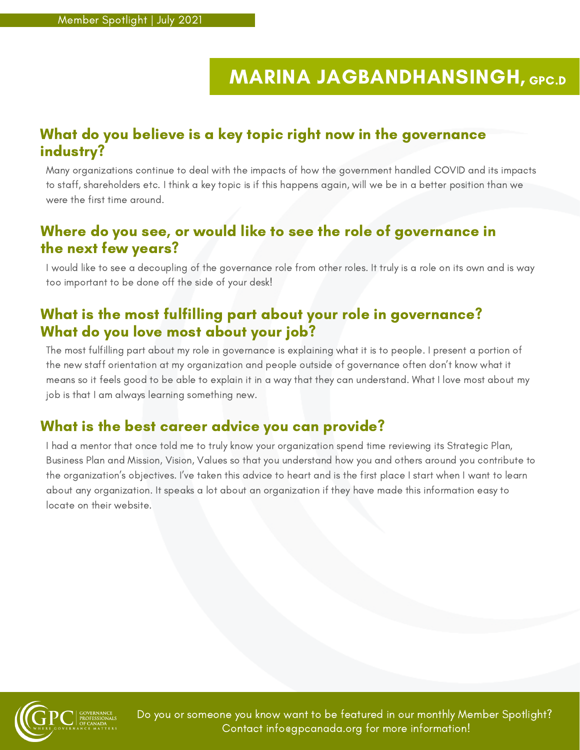Member Spotlight | July 2021

# MARINA JAGBANDHANSINGH, GPC.D

## What do you believe is a key topic right now in the governance industry?

Many organizations continue to deal with the impacts of how the government handled COVID and its impacts to staff, shareholders etc. I think a key topic is if this happens again, will we be in a better position than we were the first time around.

## Where do you see, or would like to see the role of governance in the next few years?

I would like to see a decoupling of the governance role from other roles. It truly is a role on its own and is way too important to be done off the side of your desk!

## What is the most fulfilling part about your role in governance? What do you love most about your job?

The most fulfilling part about my role in governance is explaining what it is to people. I present a portion of the new staff orientation at my organization and people outside of governance often don't know what it means so it feels good to be able to explain it in a way that they can understand. What I love most about my job is that I am always learning something new.

## What is the best career advice you can provide?

I had a mentor that once told me to truly know your organization spend time reviewing its Strategic Plan, Business Plan and Mission, Vision, Values so that you understand how you and others around you contribute to the organization's objectives. I've taken this advice to heart and is the first place I start when I want to learn about any organization. It speaks a lot about an organization if they have made this information easy to locate on their website.

GPC | GOVERNANCE PROFESSIONALS OF CANADA | WHERE GOVERNANCE MATTERS

Do you or someone you know want to be featured in our monthly Member Spotlight? Contact info@gpcanada.org for more information!